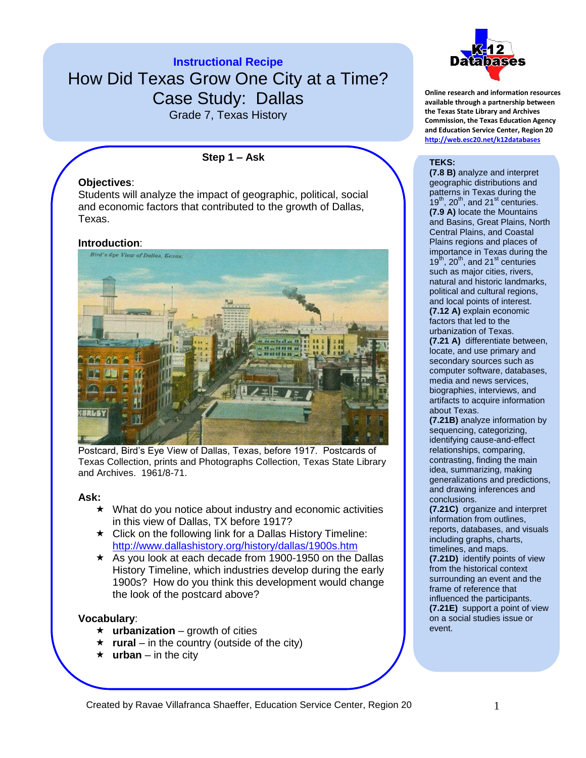**Instructional Recipe**

# How Did Texas Grow One City at a Time? Case Study: Dallas

Grade 7, Texas History

K-12 Databases

**Online research and information resources available through a partnership between the Texas State Library and Archives Commission, the Texas Education Agency and Education Service Center, Region 20**
**http://web.esc20.net/k12databases**

## Step 1 – Ask

**Objectives**:
Students will analyze the impact of geographic, political, social and economic factors that contributed to the growth of Dallas, Texas.

**Introduction**:

Postcard, Bird's Eye View of Dallas, Texas, before 1917. Postcards of Texas Collection, prints and Photographs Collection, Texas State Library and Archives. 1961/8-71.

**Ask:**

- ★ What do you notice about industry and economic activities in this view of Dallas, TX before 1917?
- ★ Click on the following link for a Dallas History Timeline: http://www.dallashistory.org/history/dallas/1900s.htm
- ★ As you look at each decade from 1900-1950 on the Dallas History Timeline, which industries develop during the early 1900s? How do you think this development would change the look of the postcard above?

**Vocabulary**:

- ★ **urbanization** – growth of cities
- ★ **rural** – in the country (outside of the city)
- ★ **urban** – in the city

**TEKS:**

**(7.8 B)** analyze and interpret geographic distributions and patterns in Texas during the 19th, 20th, and 21st centuries.
**(7.9 A)** locate the Mountains and Basins, Great Plains, North Central Plains, and Coastal Plains regions and places of importance in Texas during the 19th, 20th, and 21st centuries such as major cities, rivers, natural and historic landmarks, political and cultural regions, and local points of interest.
**(7.12 A)** explain economic factors that led to the urbanization of Texas.
**(7.21 A)** differentiate between, locate, and use primary and secondary sources such as computer software, databases, media and news services, biographies, interviews, and artifacts to acquire information about Texas.
**(7.21B)** analyze information by sequencing, categorizing, identifying cause-and-effect relationships, comparing, contrasting, finding the main idea, summarizing, making generalizations and predictions, and drawing inferences and conclusions.
**(7.21C)** organize and interpret information from outlines, reports, databases, and visuals including graphs, charts, timelines, and maps.
**(7.21D)** identify points of view from the historical context surrounding an event and the frame of reference that influenced the participants.
**(7.21E)** support a point of view on a social studies issue or event.

Created by Ravae Villafranca Shaeffer, Education Service Center, Region 20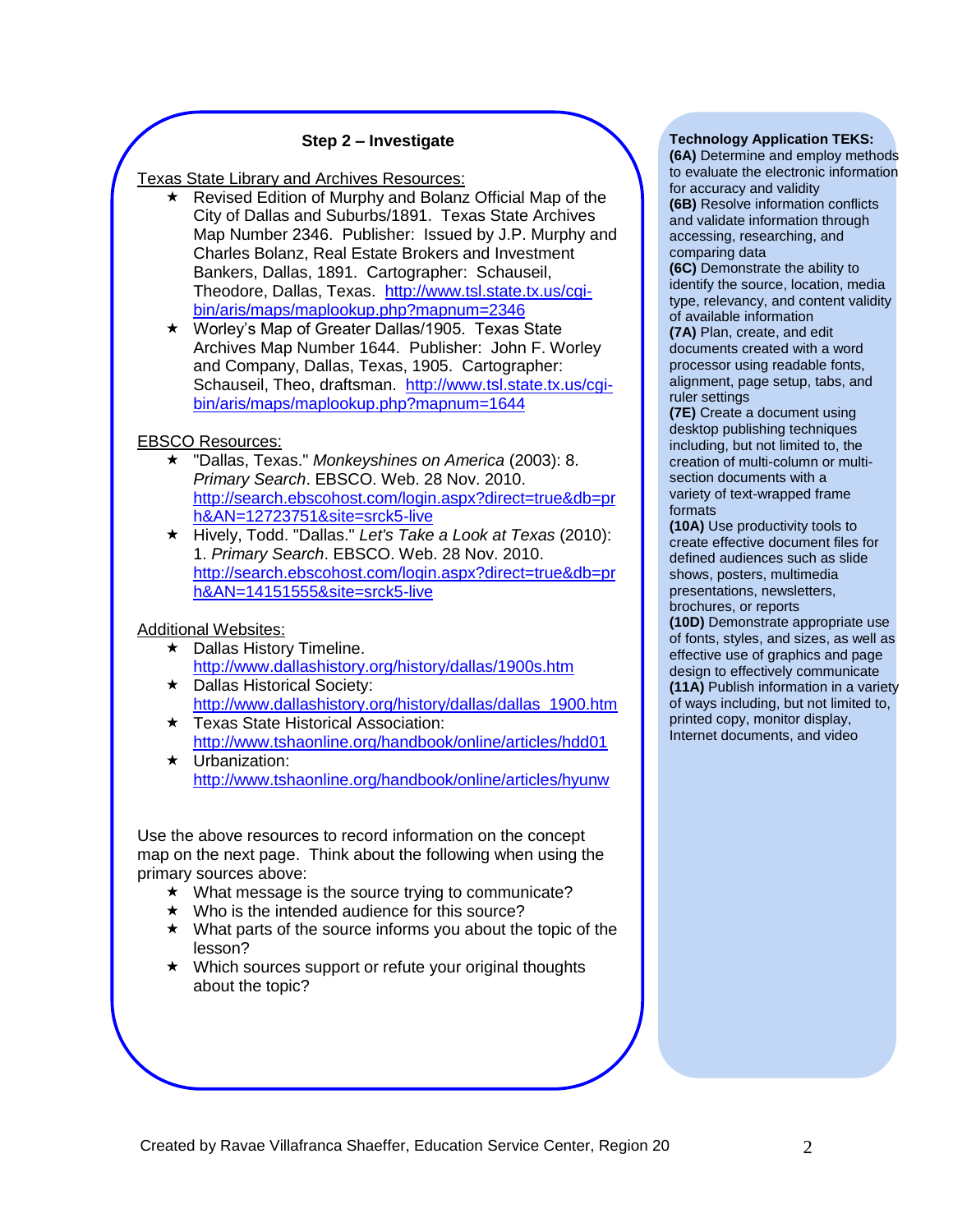## Step 2 – Investigate

Texas State Library and Archives Resources:

- Revised Edition of Murphy and Bolanz Official Map of the City of Dallas and Suburbs/1891. Texas State Archives Map Number 2346. Publisher: Issued by J.P. Murphy and Charles Bolanz, Real Estate Brokers and Investment Bankers, Dallas, 1891. Cartographer: Schauseil, Theodore, Dallas, Texas. http://www.tsl.state.tx.us/cgi-bin/aris/maps/maplookup.php?mapnum=2346
- Worley's Map of Greater Dallas/1905. Texas State Archives Map Number 1644. Publisher: John F. Worley and Company, Dallas, Texas, 1905. Cartographer: Schauseil, Theo, draftsman. http://www.tsl.state.tx.us/cgi-bin/aris/maps/maplookup.php?mapnum=1644

EBSCO Resources:

- "Dallas, Texas." *Monkeyshines on America* (2003): 8. *Primary Search*. EBSCO. Web. 28 Nov. 2010. http://search.ebscohost.com/login.aspx?direct=true&db=prh&AN=12723751&site=srck5-live
- Hively, Todd. "Dallas." *Let's Take a Look at Texas* (2010): 1. *Primary Search*. EBSCO. Web. 28 Nov. 2010. http://search.ebscohost.com/login.aspx?direct=true&db=prh&AN=14151555&site=srck5-live

Additional Websites:

- Dallas History Timeline. http://www.dallashistory.org/history/dallas/1900s.htm
- Dallas Historical Society: http://www.dallashistory.org/history/dallas/dallas_1900.htm
- Texas State Historical Association: http://www.tshaonline.org/handbook/online/articles/hdd01
- Urbanization: http://www.tshaonline.org/handbook/online/articles/hyunw

Use the above resources to record information on the concept map on the next page. Think about the following when using the primary sources above:

- What message is the source trying to communicate?
- Who is the intended audience for this source?
- What parts of the source informs you about the topic of the lesson?
- Which sources support or refute your original thoughts about the topic?

**Technology Application TEKS:**

**(6A)** Determine and employ methods to evaluate the electronic information for accuracy and validity
**(6B)** Resolve information conflicts and validate information through accessing, researching, and comparing data
**(6C)** Demonstrate the ability to identify the source, location, media type, relevancy, and content validity of available information
**(7A)** Plan, create, and edit documents created with a word processor using readable fonts, alignment, page setup, tabs, and ruler settings
**(7E)** Create a document using desktop publishing techniques including, but not limited to, the creation of multi-column or multi-section documents with a variety of text-wrapped frame formats
**(10A)** Use productivity tools to create effective document files for defined audiences such as slide shows, posters, multimedia presentations, newsletters, brochures, or reports
**(10D)** Demonstrate appropriate use of fonts, styles, and sizes, as well as effective use of graphics and page design to effectively communicate
**(11A)** Publish information in a variety of ways including, but not limited to, printed copy, monitor display, Internet documents, and video

Created by Ravae Villafranca Shaeffer, Education Service Center, Region 20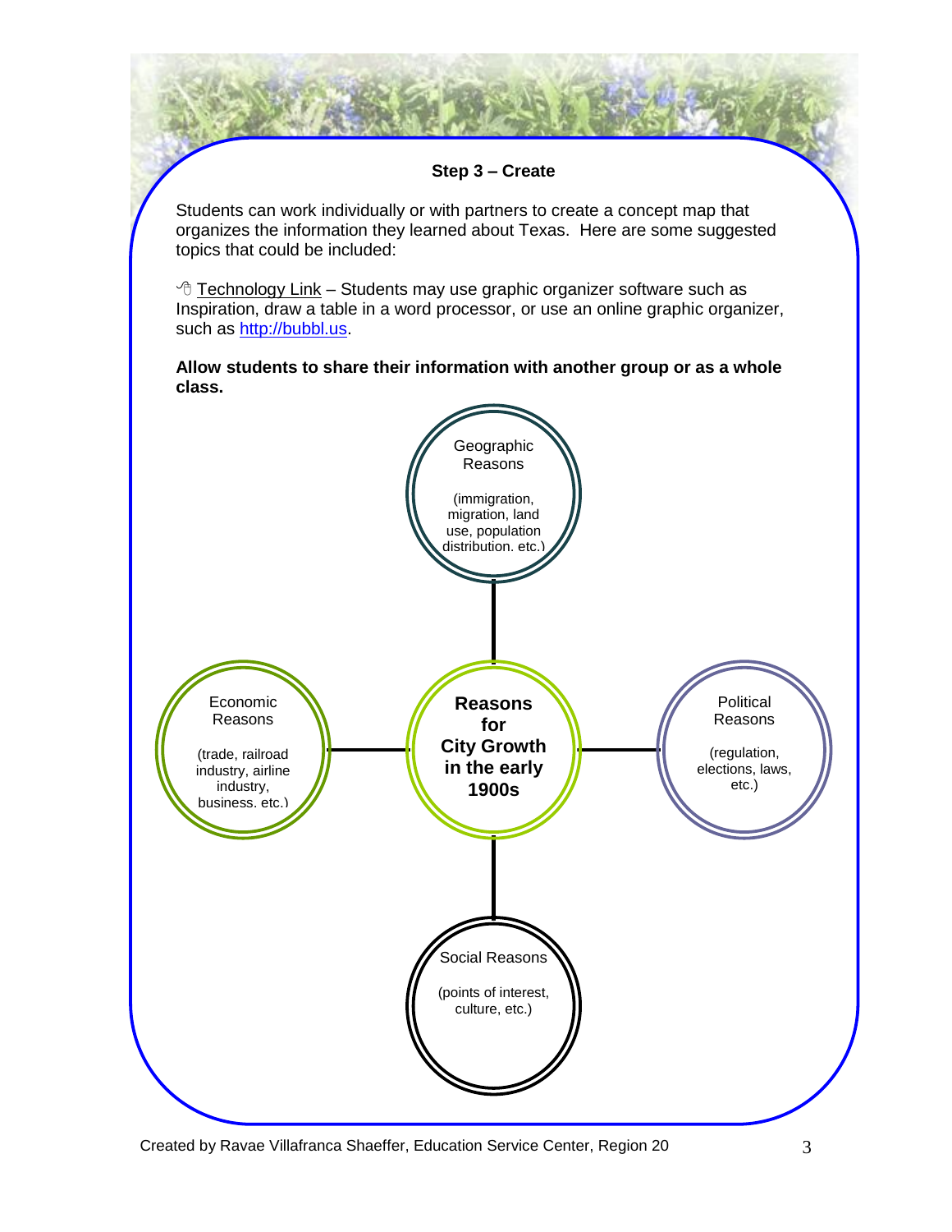**Step 3 – Create**

Students can work individually or with partners to create a concept map that organizes the information they learned about Texas. Here are some suggested topics that could be included:

🖱 Technology Link – Students may use graphic organizer software such as Inspiration, draw a table in a word processor, or use an online graphic organizer, such as http://bubbl.us.

**Allow students to share their information with another group or as a whole class.**

**Reasons for City Growth in the early 1900s**

- Geographic Reasons (immigration, migration, land use, population distribution, etc.)
- Economic Reasons (trade, railroad industry, airline industry, business, etc.)
- Political Reasons (regulation, elections, laws, etc.)
- Social Reasons (points of interest, culture, etc.)

Created by Ravae Villafranca Shaeffer, Education Service Center, Region 20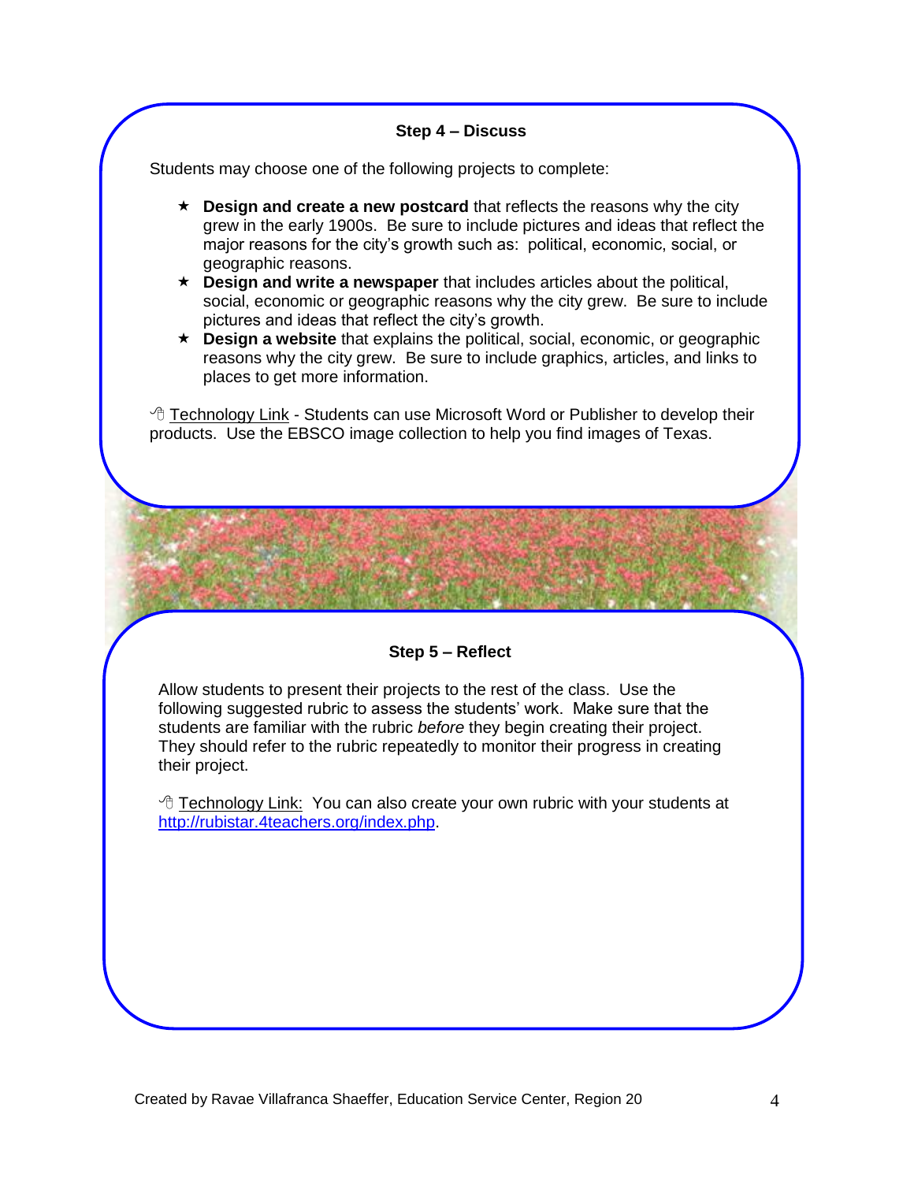## Step 4 – Discuss

Students may choose one of the following projects to complete:

- **Design and create a new postcard** that reflects the reasons why the city grew in the early 1900s. Be sure to include pictures and ideas that reflect the major reasons for the city's growth such as: political, economic, social, or geographic reasons.
- **Design and write a newspaper** that includes articles about the political, social, economic or geographic reasons why the city grew. Be sure to include pictures and ideas that reflect the city's growth.
- **Design a website** that explains the political, social, economic, or geographic reasons why the city grew. Be sure to include graphics, articles, and links to places to get more information.

Technology Link - Students can use Microsoft Word or Publisher to develop their products. Use the EBSCO image collection to help you find images of Texas.

## Step 5 – Reflect

Allow students to present their projects to the rest of the class. Use the following suggested rubric to assess the students' work. Make sure that the students are familiar with the rubric *before* they begin creating their project. They should refer to the rubric repeatedly to monitor their progress in creating their project.

Technology Link: You can also create your own rubric with your students at http://rubistar.4teachers.org/index.php.

Created by Ravae Villafranca Shaeffer, Education Service Center, Region 20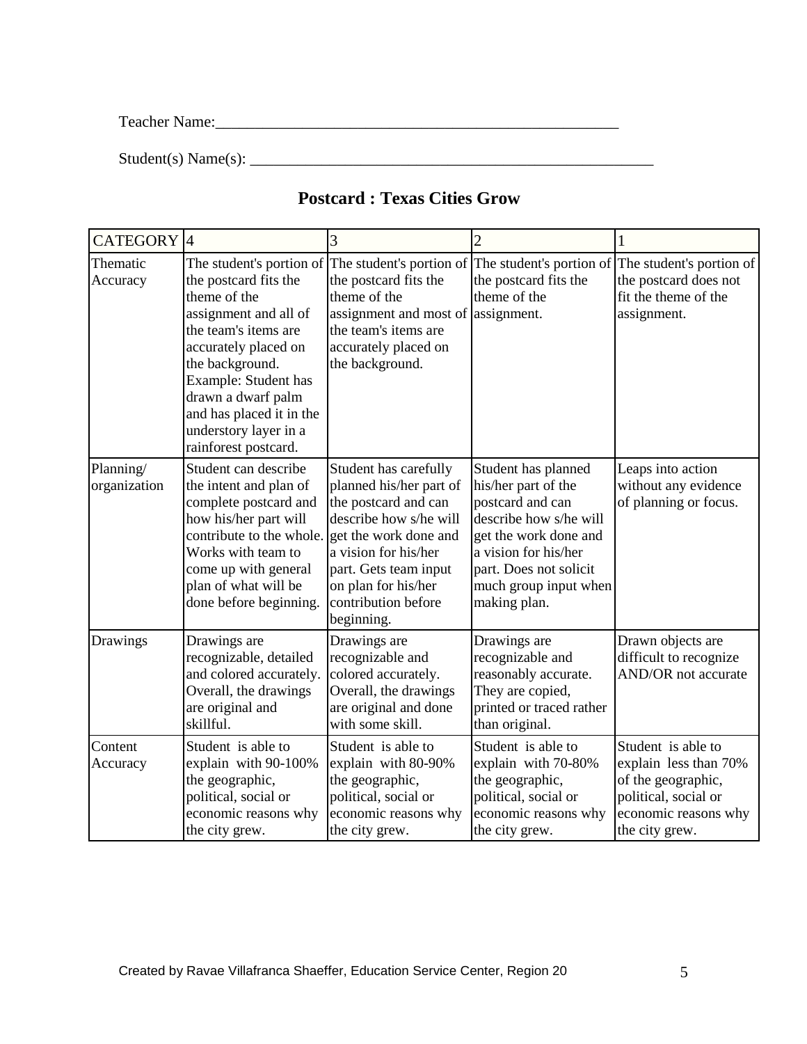Teacher Name:______________________________________________________

Student(s) Name(s): ______________________________________________________

## Postcard : Texas Cities Grow

| CATEGORY | 4 | 3 | 2 | 1 |
|---|---|---|---|---|
| Thematic Accuracy | The student's portion of the postcard fits the theme of the assignment and all of the team's items are accurately placed on the background. Example: Student has drawn a dwarf palm and has placed it in the understory layer in a rainforest postcard. | The student's portion of the postcard fits the theme of the assignment and most of the team's items are accurately placed on the background. | The student's portion of the postcard fits the theme of the assignment. | The student's portion of the postcard does not fit the theme of the assignment. |
| Planning/ organization | Student can describe the intent and plan of complete postcard and how his/her part will contribute to the whole. Works with team to come up with general plan of what will be done before beginning. | Student has carefully planned his/her part of the postcard and can describe how s/he will get the work done and a vision for his/her part. Gets team input on plan for his/her contribution before beginning. | Student has planned his/her part of the postcard and can describe how s/he will get the work done and a vision for his/her part. Does not solicit much group input when making plan. | Leaps into action without any evidence of planning or focus. |
| Drawings | Drawings are recognizable, detailed and colored accurately. Overall, the drawings are original and skillful. | Drawings are recognizable and colored accurately. Overall, the drawings are original and done with some skill. | Drawings are recognizable and reasonably accurate. They are copied, printed or traced rather than original. | Drawn objects are difficult to recognize AND/OR not accurate |
| Content Accuracy | Student is able to explain with 90-100% the geographic, political, social or economic reasons why the city grew. | Student is able to explain with 80-90% the geographic, political, social or economic reasons why the city grew. | Student is able to explain with 70-80% the geographic, political, social or economic reasons why the city grew. | Student is able to explain less than 70% of the geographic, political, social or economic reasons why the city grew. |

Created by Ravae Villafranca Shaeffer, Education Service Center, Region 20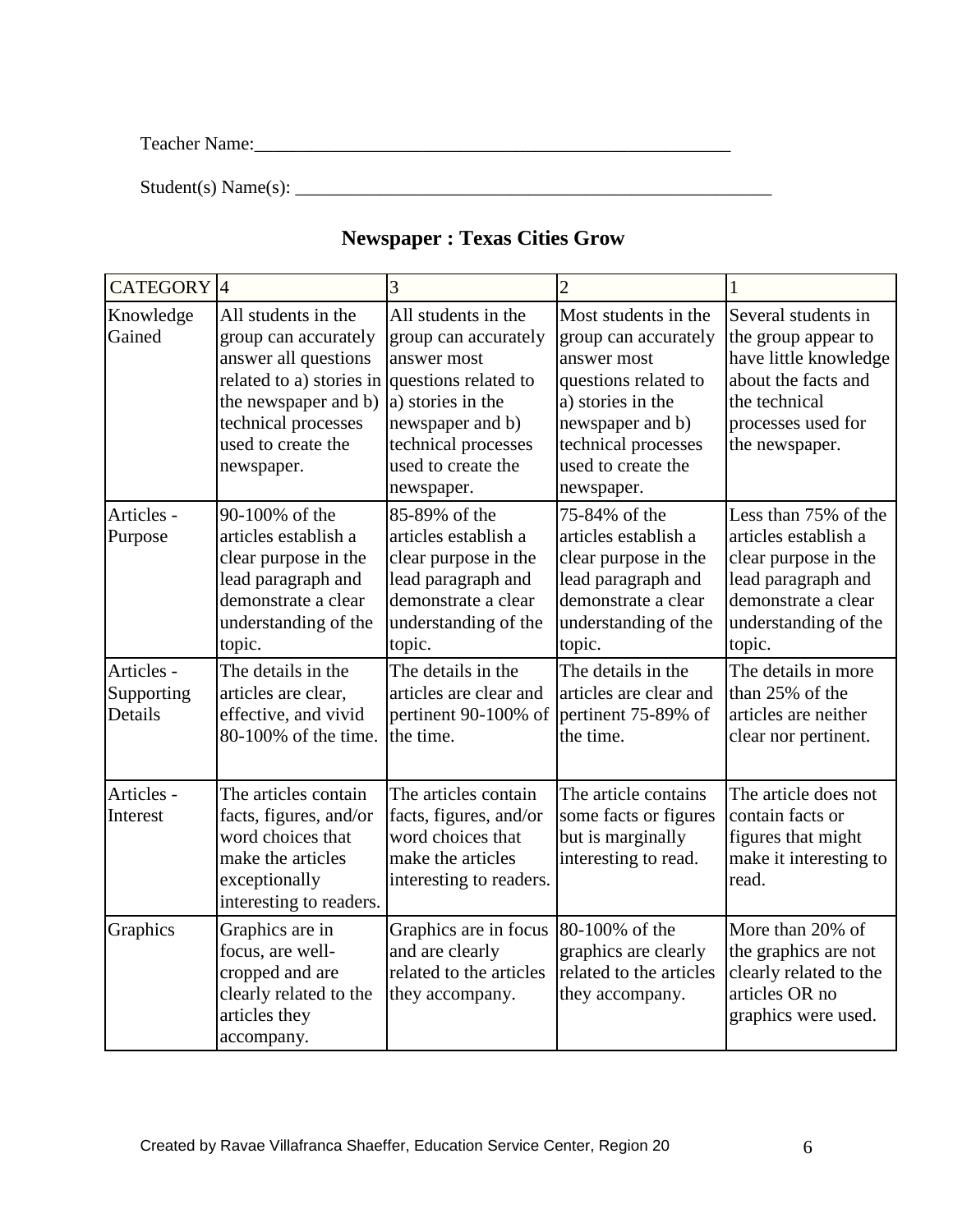Teacher Name:_____________________________________________________

Student(s) Name(s): _____________________________________________________

## Newspaper : Texas Cities Grow

| CATEGORY | 4 | 3 | 2 | 1 |
| --- | --- | --- | --- | --- |
| Knowledge Gained | All students in the group can accurately answer all questions related to a) stories in the newspaper and b) technical processes used to create the newspaper. | All students in the group can accurately answer most questions related to a) stories in the newspaper and b) technical processes used to create the newspaper. | Most students in the group can accurately answer most questions related to a) stories in the newspaper and b) technical processes used to create the newspaper. | Several students in the group appear to have little knowledge about the facts and the technical processes used for the newspaper. |
| Articles - Purpose | 90-100% of the articles establish a clear purpose in the lead paragraph and demonstrate a clear understanding of the topic. | 85-89% of the articles establish a clear purpose in the lead paragraph and demonstrate a clear understanding of the topic. | 75-84% of the articles establish a clear purpose in the lead paragraph and demonstrate a clear understanding of the topic. | Less than 75% of the articles establish a clear purpose in the lead paragraph and demonstrate a clear understanding of the topic. |
| Articles - Supporting Details | The details in the articles are clear, effective, and vivid 80-100% of the time. | The details in the articles are clear and pertinent 90-100% of the time. | The details in the articles are clear and pertinent 75-89% of the time. | The details in more than 25% of the articles are neither clear nor pertinent. |
| Articles - Interest | The articles contain facts, figures, and/or word choices that make the articles exceptionally interesting to readers. | The articles contain facts, figures, and/or word choices that make the articles interesting to readers. | The article contains some facts or figures but is marginally interesting to read. | The article does not contain facts or figures that might make it interesting to read. |
| Graphics | Graphics are in focus, are well-cropped and are clearly related to the articles they accompany. | Graphics are in focus and are clearly related to the articles they accompany. | 80-100% of the graphics are clearly related to the articles they accompany. | More than 20% of the graphics are not clearly related to the articles OR no graphics were used. |

Created by Ravae Villafranca Shaeffer, Education Service Center, Region 20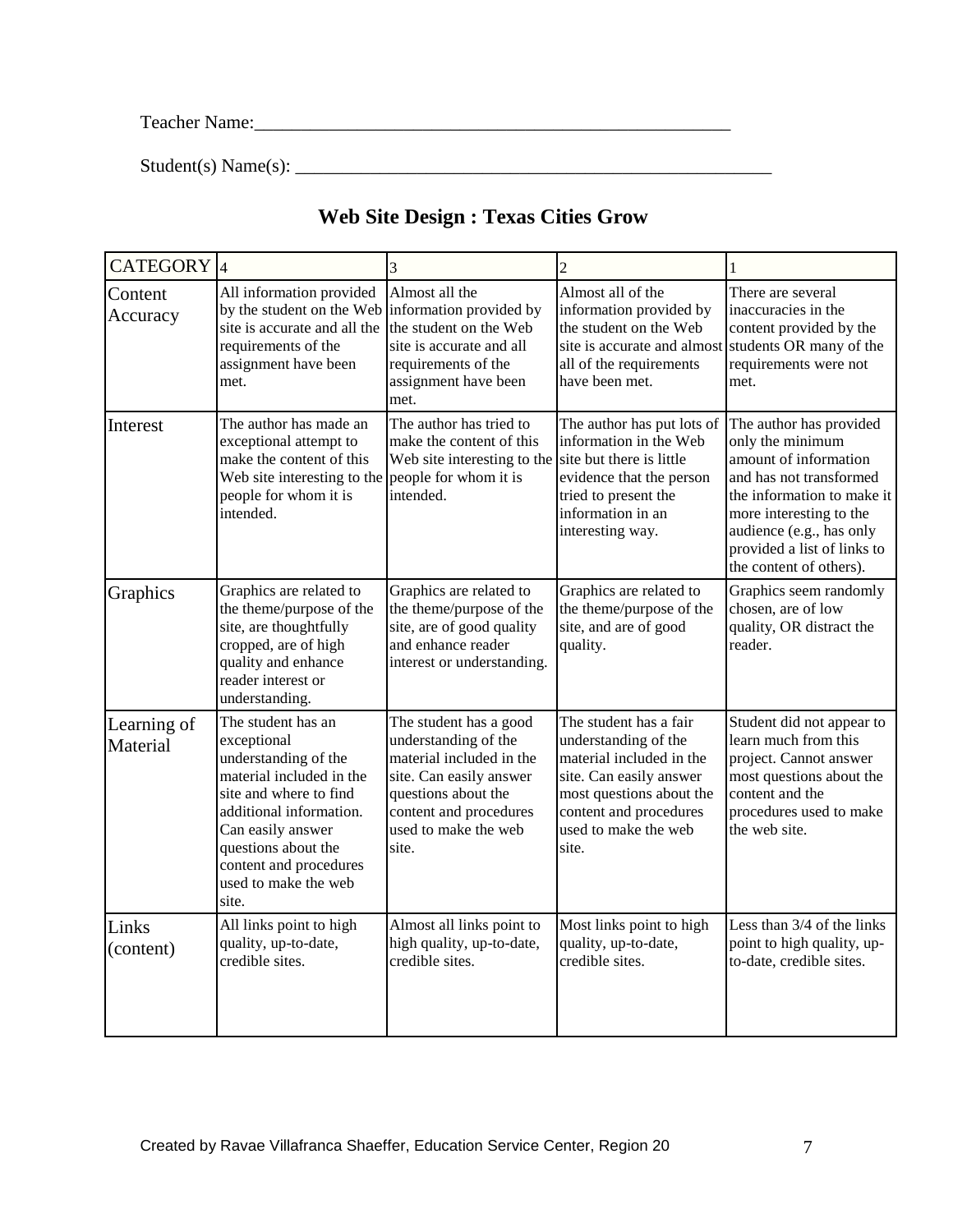Teacher Name:______________________________________________________

Student(s) Name(s): ______________________________________________________

## Web Site Design : Texas Cities Grow

| CATEGORY | 4 | 3 | 2 | 1 |
|---|---|---|---|---|
| Content Accuracy | All information provided by the student on the Web site is accurate and all the requirements of the assignment have been met. | Almost all the information provided by the student on the Web site is accurate and all requirements of the assignment have been met. | Almost all of the information provided by the student on the Web site is accurate and almost all of the requirements have been met. | There are several inaccuracies in the content provided by the students OR many of the requirements were not met. |
| Interest | The author has made an exceptional attempt to make the content of this Web site interesting to the people for whom it is intended. | The author has tried to make the content of this Web site interesting to the people for whom it is intended. | The author has put lots of information in the Web site but there is little evidence that the person tried to present the information in an interesting way. | The author has provided only the minimum amount of information and has not transformed the information to make it more interesting to the audience (e.g., has only provided a list of links to the content of others). |
| Graphics | Graphics are related to the theme/purpose of the site, are thoughtfully cropped, are of high quality and enhance reader interest or understanding. | Graphics are related to the theme/purpose of the site, are of good quality and enhance reader interest or understanding. | Graphics are related to the theme/purpose of the site, and are of good quality. | Graphics seem randomly chosen, are of low quality, OR distract the reader. |
| Learning of Material | The student has an exceptional understanding of the material included in the site and where to find additional information. Can easily answer questions about the content and procedures used to make the web site. | The student has a good understanding of the material included in the site. Can easily answer questions about the content and procedures used to make the web site. | The student has a fair understanding of the material included in the site. Can easily answer most questions about the content and procedures used to make the web site. | Student did not appear to learn much from this project. Cannot answer most questions about the content and the procedures used to make the web site. |
| Links (content) | All links point to high quality, up-to-date, credible sites. | Almost all links point to high quality, up-to-date, credible sites. | Most links point to high quality, up-to-date, credible sites. | Less than 3/4 of the links point to high quality, up-to-date, credible sites. |

Created by Ravae Villafranca Shaeffer, Education Service Center, Region 20